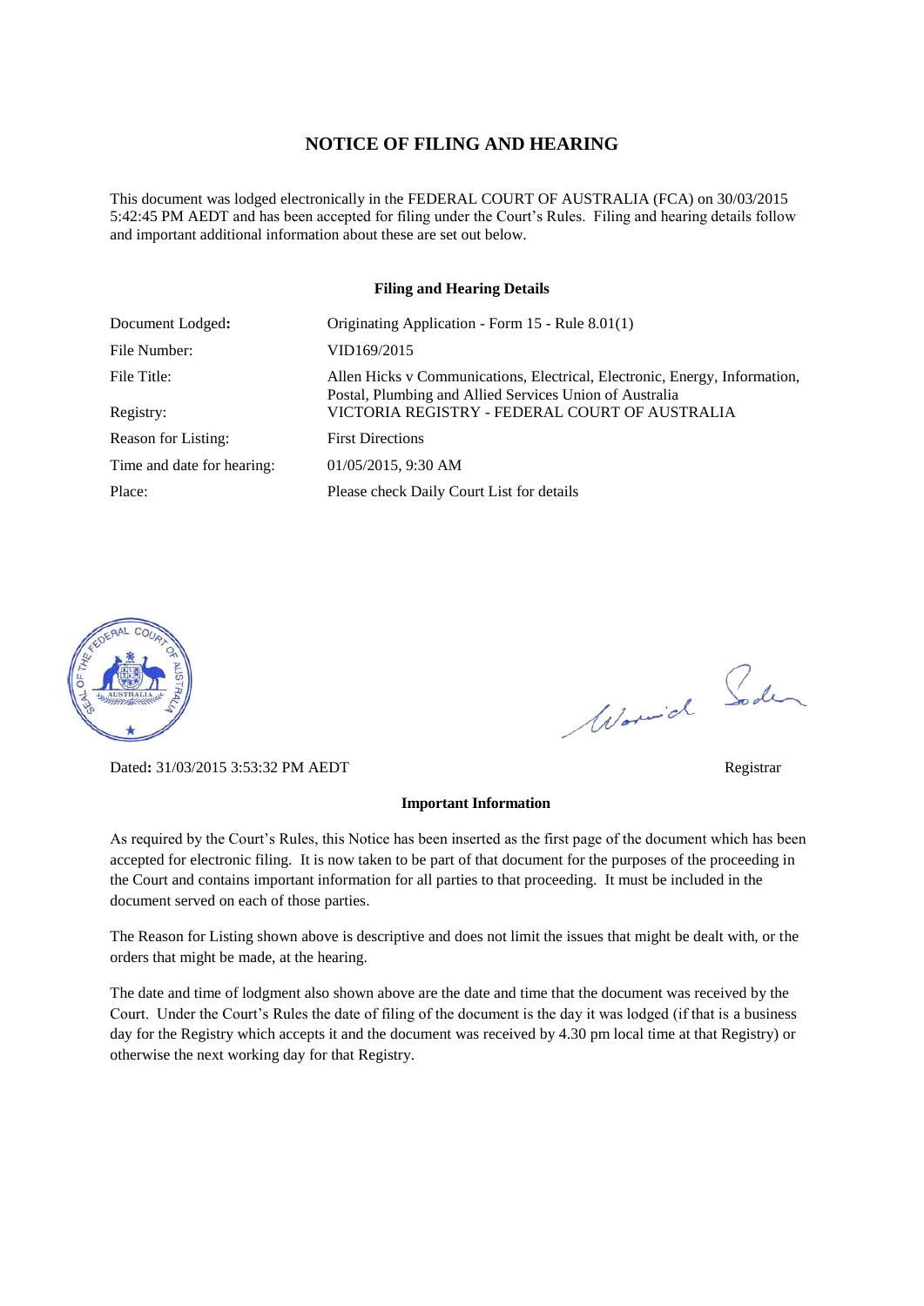# NOTICE OF FILING AND HEARING

This document was lodged electronically in the FEDERAL COURT OF AUSTRALIA (FCA) on 30/03/2015 5:42:45 PM AEDT and has been accepted for filing under the Court's Rules. Filing and hearing details follow and important additional information about these are set out below.

### Filing and Hearing Details

| | |
|---|---|
| Document Lodged: | Originating Application - Form 15 - Rule 8.01(1) |
| File Number: | VID169/2015 |
| File Title: | Allen Hicks v Communications, Electrical, Electronic, Energy, Information, Postal, Plumbing and Allied Services Union of Australia |
| Registry: | VICTORIA REGISTRY - FEDERAL COURT OF AUSTRALIA |
| Reason for Listing: | First Directions |
| Time and date for hearing: | 01/05/2015, 9:30 AM |
| Place: | Please check Daily Court List for details |

Dated: 31/03/2015 3:53:32 PM AEDT

Registrar

### Important Information

As required by the Court's Rules, this Notice has been inserted as the first page of the document which has been accepted for electronic filing. It is now taken to be part of that document for the purposes of the proceeding in the Court and contains important information for all parties to that proceeding. It must be included in the document served on each of those parties.

The Reason for Listing shown above is descriptive and does not limit the issues that might be dealt with, or the orders that might be made, at the hearing.

The date and time of lodgment also shown above are the date and time that the document was received by the Court. Under the Court's Rules the date of filing of the document is the day it was lodged (if that is a business day for the Registry which accepts it and the document was received by 4.30 pm local time at that Registry) or otherwise the next working day for that Registry.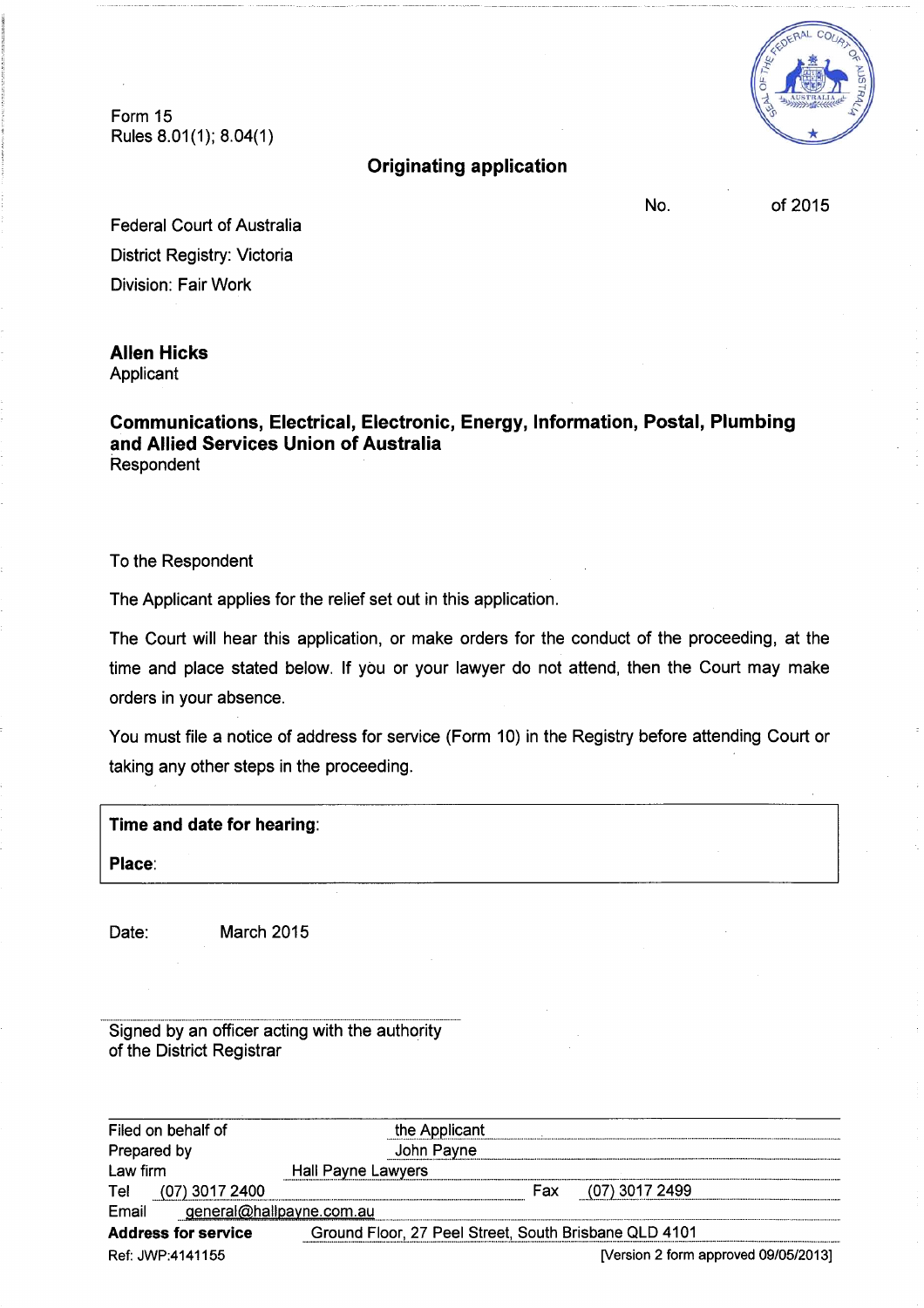Form 15
Rules 8.01(1); 8.04(1)

## Originating application

No. of 2015

Federal Court of Australia
District Registry: Victoria
Division: Fair Work

**Allen Hicks**
Applicant

**Communications, Electrical, Electronic, Energy, Information, Postal, Plumbing and Allied Services Union of Australia**
Respondent

To the Respondent

The Applicant applies for the relief set out in this application.

The Court will hear this application, or make orders for the conduct of the proceeding, at the time and place stated below. If you or your lawyer do not attend, then the Court may make orders in your absence.

You must file a notice of address for service (Form 10) in the Registry before attending Court or taking any other steps in the proceeding.

| **Time and date for hearing**: |
|---|
| **Place**: |

Date: March 2015

Signed by an officer acting with the authority of the District Registrar

| | |
|---|---|
| Filed on behalf of | the Applicant |
| Prepared by | John Payne |
| Law firm | Hall Payne Lawyers |
| Tel (07) 3017 2400 | Fax (07) 3017 2499 |
| Email | general@hallpayne.com.au |
| **Address for service** | Ground Floor, 27 Peel Street, South Brisbane QLD 4101 |

Ref: JWP:4141155 [Version 2 form approved 09/05/2013]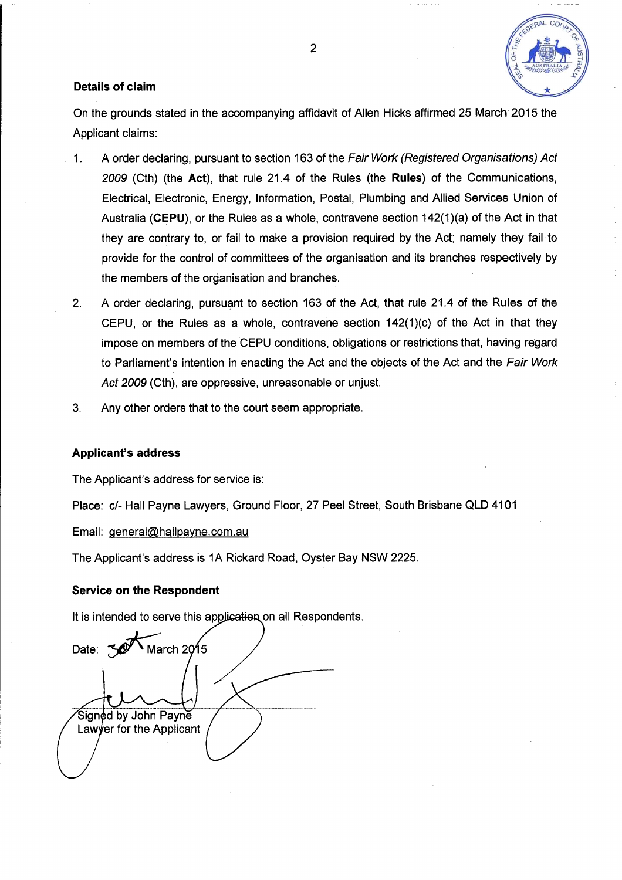## Details of claim

On the grounds stated in the accompanying affidavit of Allen Hicks affirmed 25 March 2015 the Applicant claims:

1. A order declaring, pursuant to section 163 of the *Fair Work (Registered Organisations) Act 2009* (Cth) (the **Act**), that rule 21.4 of the Rules (the **Rules**) of the Communications, Electrical, Electronic, Energy, Information, Postal, Plumbing and Allied Services Union of Australia (**CEPU**), or the Rules as a whole, contravene section 142(1)(a) of the Act in that they are contrary to, or fail to make a provision required by the Act; namely they fail to provide for the control of committees of the organisation and its branches respectively by the members of the organisation and branches.

2. A order declaring, pursuant to section 163 of the Act, that rule 21.4 of the Rules of the CEPU, or the Rules as a whole, contravene section 142(1)(c) of the Act in that they impose on members of the CEPU conditions, obligations or restrictions that, having regard to Parliament's intention in enacting the Act and the objects of the Act and the *Fair Work Act 2009* (Cth), are oppressive, unreasonable or unjust.

3. Any other orders that to the court seem appropriate.

## Applicant's address

The Applicant's address for service is:

Place: c/- Hall Payne Lawyers, Ground Floor, 27 Peel Street, South Brisbane QLD 4101

Email: general@hallpayne.com.au

The Applicant's address is 1A Rickard Road, Oyster Bay NSW 2225.

## Service on the Respondent

It is intended to serve this application on all Respondents.

Date: 30th March 2015

Signed by John Payne
Lawyer for the Applicant